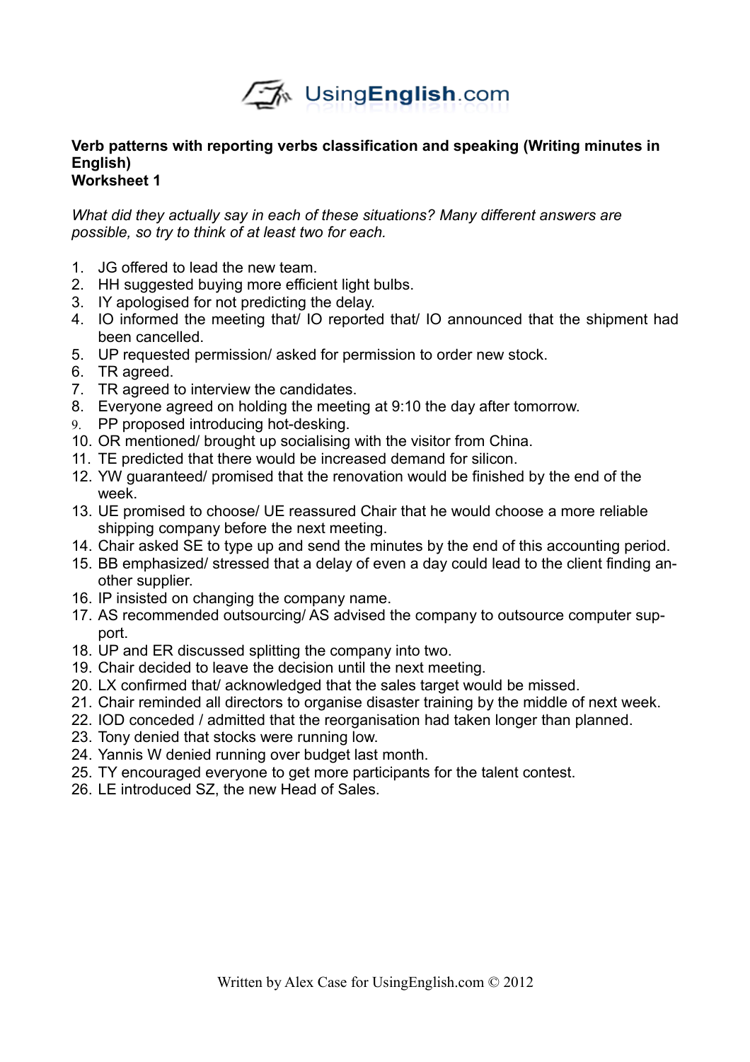**Verb patterns with reporting verbs classification and speaking (Writing minutes in English)**
**Worksheet 1**

*What did they actually say in each of these situations? Many different answers are possible, so try to think of at least two for each.*

1. JG offered to lead the new team.
2. HH suggested buying more efficient light bulbs.
3. IY apologised for not predicting the delay.
4. IO informed the meeting that/ IO reported that/ IO announced that the shipment had been cancelled.
5. UP requested permission/ asked for permission to order new stock.
6. TR agreed.
7. TR agreed to interview the candidates.
8. Everyone agreed on holding the meeting at 9:10 the day after tomorrow.
9. PP proposed introducing hot-desking.
10. OR mentioned/ brought up socialising with the visitor from China.
11. TE predicted that there would be increased demand for silicon.
12. YW guaranteed/ promised that the renovation would be finished by the end of the week.
13. UE promised to choose/ UE reassured Chair that he would choose a more reliable shipping company before the next meeting.
14. Chair asked SE to type up and send the minutes by the end of this accounting period.
15. BB emphasized/ stressed that a delay of even a day could lead to the client finding another supplier.
16. IP insisted on changing the company name.
17. AS recommended outsourcing/ AS advised the company to outsource computer support.
18. UP and ER discussed splitting the company into two.
19. Chair decided to leave the decision until the next meeting.
20. LX confirmed that/ acknowledged that the sales target would be missed.
21. Chair reminded all directors to organise disaster training by the middle of next week.
22. IOD conceded / admitted that the reorganisation had taken longer than planned.
23. Tony denied that stocks were running low.
24. Yannis W denied running over budget last month.
25. TY encouraged everyone to get more participants for the talent contest.
26. LE introduced SZ, the new Head of Sales.

Written by Alex Case for UsingEnglish.com © 2012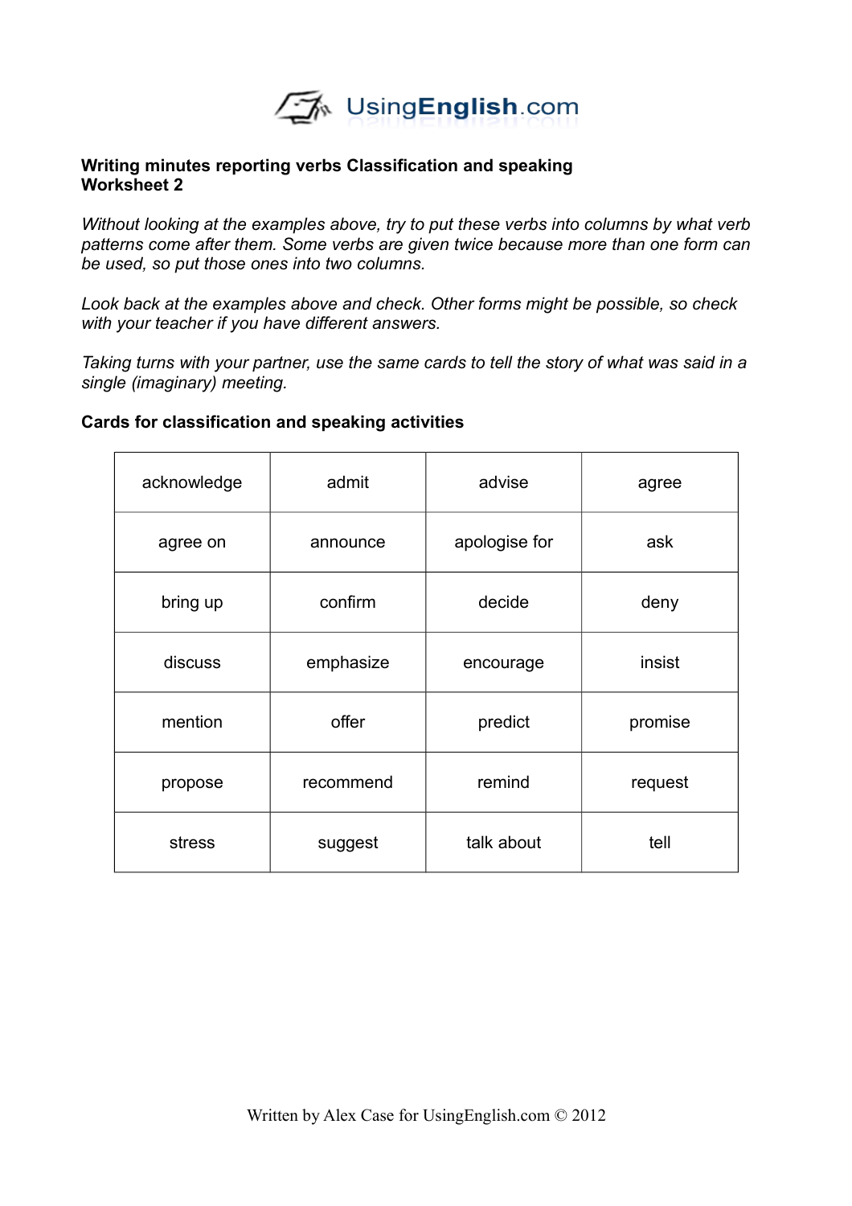**Writing minutes reporting verbs Classification and speaking Worksheet 2**

*Without looking at the examples above, try to put these verbs into columns by what verb patterns come after them. Some verbs are given twice because more than one form can be used, so put those ones into two columns.*

*Look back at the examples above and check. Other forms might be possible, so check with your teacher if you have different answers.*

*Taking turns with your partner, use the same cards to tell the story of what was said in a single (imaginary) meeting.*

**Cards for classification and speaking activities**

| | | | |
|---|---|---|---|
| acknowledge | admit | advise | agree |
| agree on | announce | apologise for | ask |
| bring up | confirm | decide | deny |
| discuss | emphasize | encourage | insist |
| mention | offer | predict | promise |
| propose | recommend | remind | request |
| stress | suggest | talk about | tell |

Written by Alex Case for UsingEnglish.com © 2012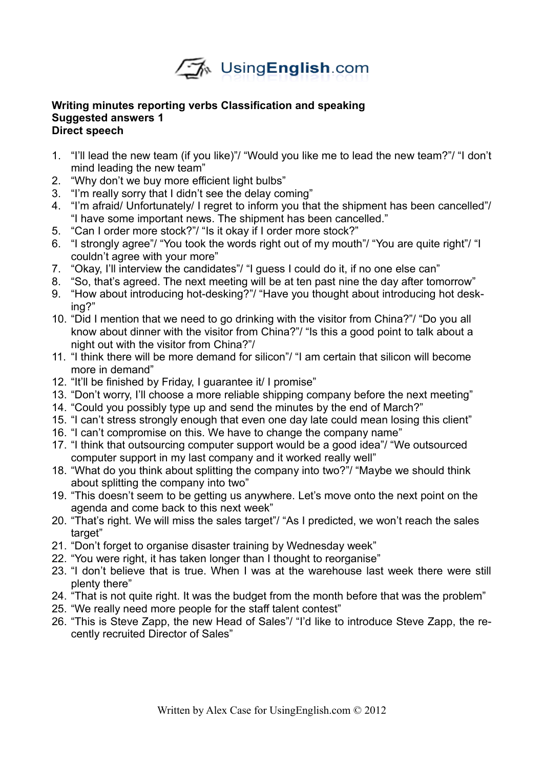**Writing minutes reporting verbs Classification and speaking**
**Suggested answers 1**
**Direct speech**

1. "I'll lead the new team (if you like)"/ "Would you like me to lead the new team?"/ "I don't mind leading the new team"
2. "Why don't we buy more efficient light bulbs"
3. "I'm really sorry that I didn't see the delay coming"
4. "I'm afraid/ Unfortunately/ I regret to inform you that the shipment has been cancelled"/ "I have some important news. The shipment has been cancelled."
5. "Can I order more stock?"/ "Is it okay if I order more stock?"
6. "I strongly agree"/ "You took the words right out of my mouth"/ "You are quite right"/ "I couldn't agree with your more"
7. "Okay, I'll interview the candidates"/ "I guess I could do it, if no one else can"
8. "So, that's agreed. The next meeting will be at ten past nine the day after tomorrow"
9. "How about introducing hot-desking?"/ "Have you thought about introducing hot desking?"
10. "Did I mention that we need to go drinking with the visitor from China?"/ "Do you all know about dinner with the visitor from China?"/ "Is this a good point to talk about a night out with the visitor from China?"/
11. "I think there will be more demand for silicon"/ "I am certain that silicon will become more in demand"
12. "It'll be finished by Friday, I guarantee it/ I promise"
13. "Don't worry, I'll choose a more reliable shipping company before the next meeting"
14. "Could you possibly type up and send the minutes by the end of March?"
15. "I can't stress strongly enough that even one day late could mean losing this client"
16. "I can't compromise on this. We have to change the company name"
17. "I think that outsourcing computer support would be a good idea"/ "We outsourced computer support in my last company and it worked really well"
18. "What do you think about splitting the company into two?"/ "Maybe we should think about splitting the company into two"
19. "This doesn't seem to be getting us anywhere. Let's move onto the next point on the agenda and come back to this next week"
20. "That's right. We will miss the sales target"/ "As I predicted, we won't reach the sales target"
21. "Don't forget to organise disaster training by Wednesday week"
22. "You were right, it has taken longer than I thought to reorganise"
23. "I don't believe that is true. When I was at the warehouse last week there were still plenty there"
24. "That is not quite right. It was the budget from the month before that was the problem"
25. "We really need more people for the staff talent contest"
26. "This is Steve Zapp, the new Head of Sales"/ "I'd like to introduce Steve Zapp, the recently recruited Director of Sales"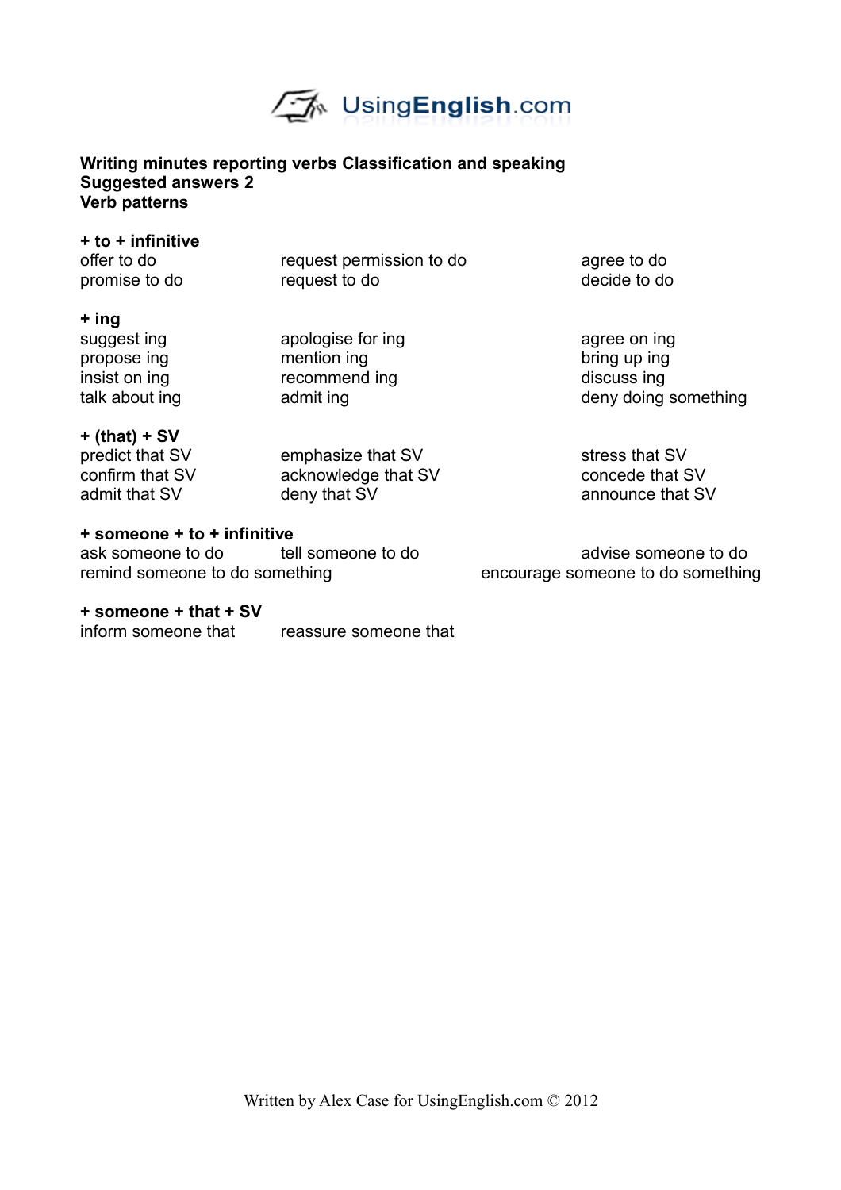UsingEnglish.com

**Writing minutes reporting verbs Classification and speaking**
**Suggested answers 2**
**Verb patterns**

**+ to + infinitive**

offer to do
promise to do
request permission to do
request to do
agree to do
decide to do

**+ ing**

suggest ing
propose ing
insist on ing
talk about ing
apologise for ing
mention ing
recommend ing
admit ing
agree on ing
bring up ing
discuss ing
deny doing something

**+ (that) + SV**

predict that SV
confirm that SV
admit that SV
emphasize that SV
acknowledge that SV
deny that SV
stress that SV
concede that SV
announce that SV

**+ someone + to + infinitive**

ask someone to do
tell someone to do
advise someone to do
remind someone to do something
encourage someone to do something

**+ someone + that + SV**

inform someone that
reassure someone that

Written by Alex Case for UsingEnglish.com © 2012